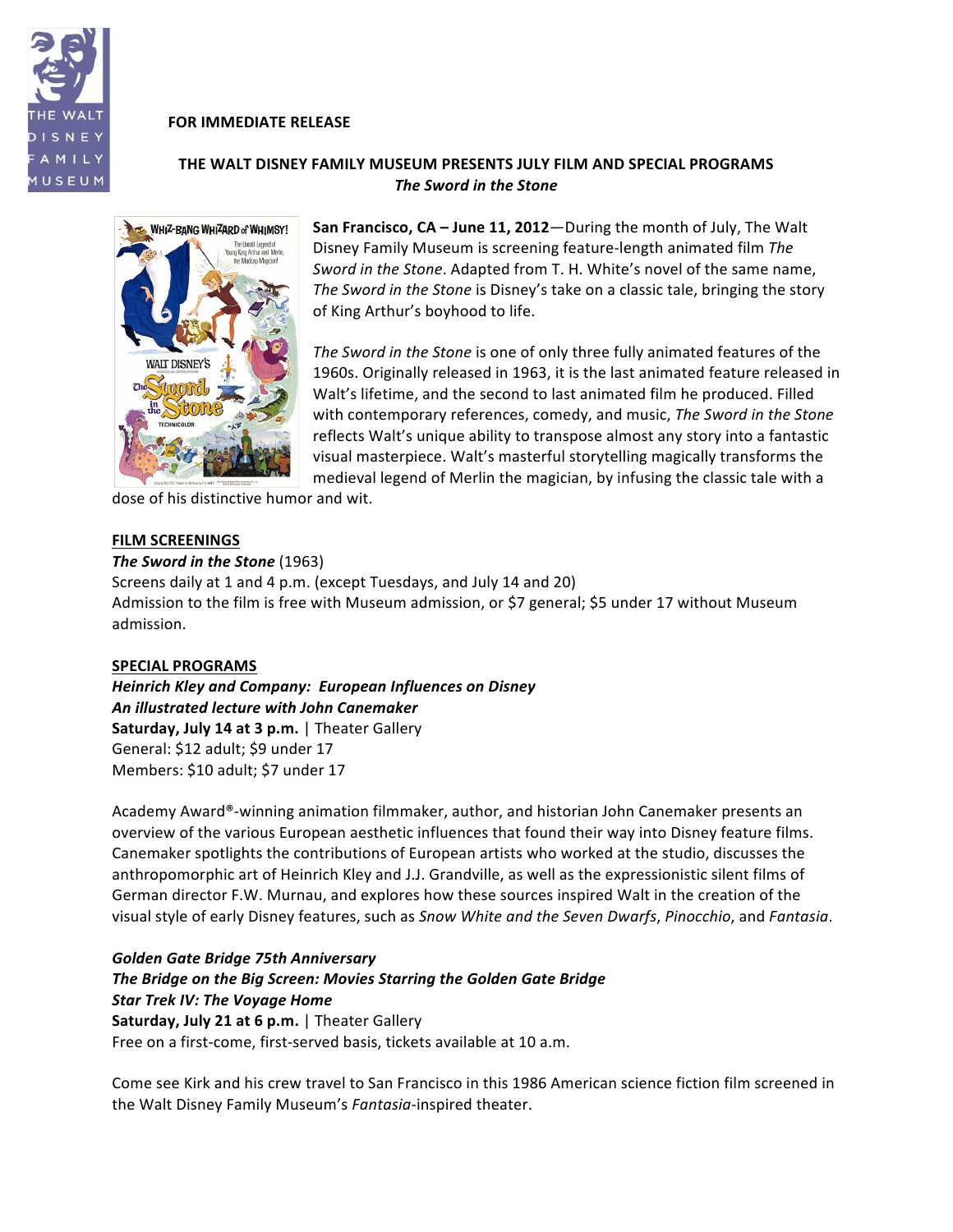**FOR IMMEDIATE RELEASE**

**THE WALT DISNEY FAMILY MUSEUM PRESENTS JULY FILM AND SPECIAL PROGRAMS**
***The Sword in the Stone***

**San Francisco, CA – June 11, 2012**—During the month of July, The Walt Disney Family Museum is screening feature-length animated film *The Sword in the Stone*. Adapted from T. H. White's novel of the same name, *The Sword in the Stone* is Disney's take on a classic tale, bringing the story of King Arthur's boyhood to life.

*The Sword in the Stone* is one of only three fully animated features of the 1960s. Originally released in 1963, it is the last animated feature released in Walt's lifetime, and the second to last animated film he produced. Filled with contemporary references, comedy, and music, *The Sword in the Stone* reflects Walt's unique ability to transpose almost any story into a fantastic visual masterpiece. Walt's masterful storytelling magically transforms the medieval legend of Merlin the magician, by infusing the classic tale with a dose of his distinctive humor and wit.

## FILM SCREENINGS

***The Sword in the Stone*** (1963)
Screens daily at 1 and 4 p.m. (except Tuesdays, and July 14 and 20)
Admission to the film is free with Museum admission, or $7 general; $5 under 17 without Museum admission.

## SPECIAL PROGRAMS

***Heinrich Kley and Company: European Influences on Disney***
***An illustrated lecture with John Canemaker***
**Saturday, July 14 at 3 p.m.** | Theater Gallery
General: $12 adult; $9 under 17
Members: $10 adult; $7 under 17

Academy Award®-winning animation filmmaker, author, and historian John Canemaker presents an overview of the various European aesthetic influences that found their way into Disney feature films. Canemaker spotlights the contributions of European artists who worked at the studio, discusses the anthropomorphic art of Heinrich Kley and J.J. Grandville, as well as the expressionistic silent films of German director F.W. Murnau, and explores how these sources inspired Walt in the creation of the visual style of early Disney features, such as *Snow White and the Seven Dwarfs*, *Pinocchio*, and *Fantasia*.

***Golden Gate Bridge 75th Anniversary***
***The Bridge on the Big Screen: Movies Starring the Golden Gate Bridge***
***Star Trek IV: The Voyage Home***
**Saturday, July 21 at 6 p.m.** | Theater Gallery
Free on a first-come, first-served basis, tickets available at 10 a.m.

Come see Kirk and his crew travel to San Francisco in this 1986 American science fiction film screened in the Walt Disney Family Museum's *Fantasia*-inspired theater.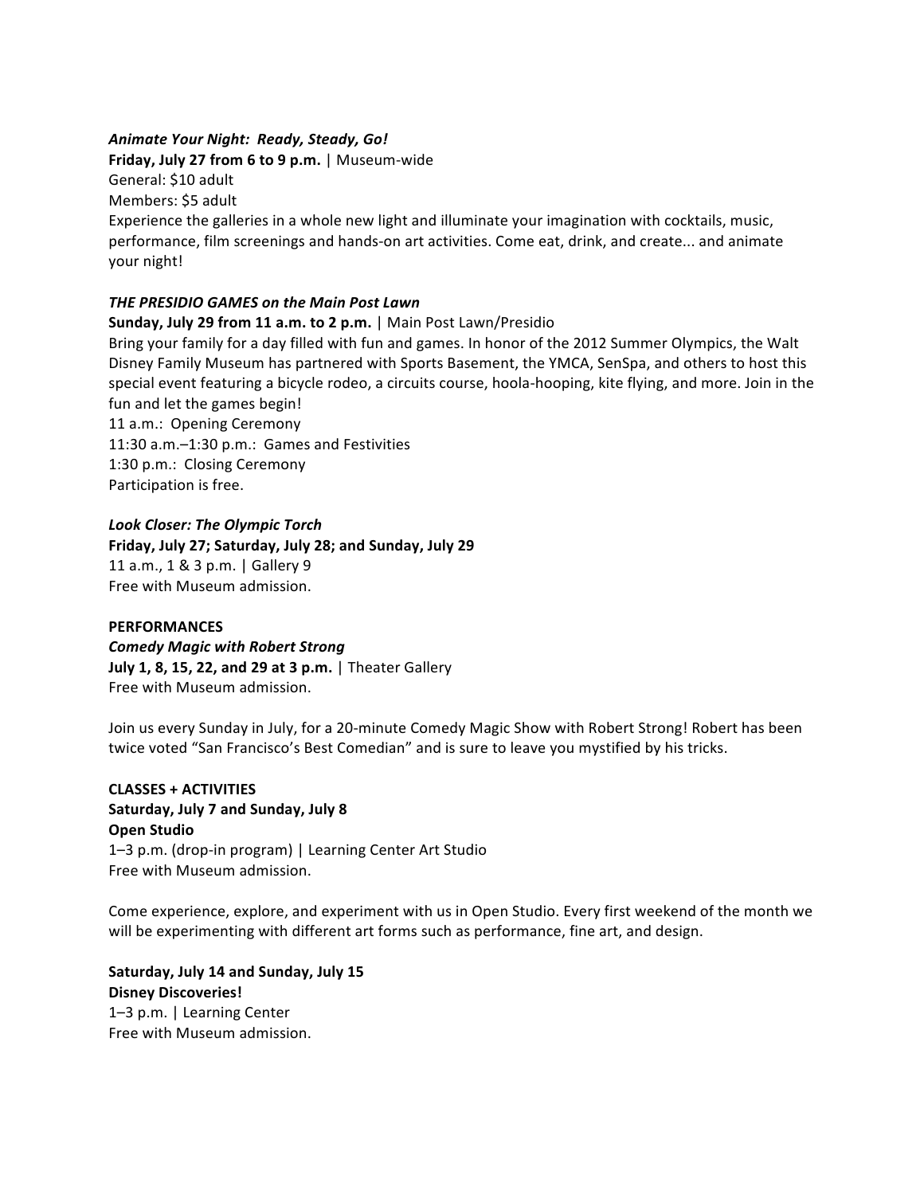***Animate Your Night: Ready, Steady, Go!***
**Friday, July 27 from 6 to 9 p.m.** | Museum-wide
General: $10 adult
Members: $5 adult
Experience the galleries in a whole new light and illuminate your imagination with cocktails, music, performance, film screenings and hands-on art activities. Come eat, drink, and create... and animate your night!

***THE PRESIDIO GAMES on the Main Post Lawn***
**Sunday, July 29 from 11 a.m. to 2 p.m.** | Main Post Lawn/Presidio
Bring your family for a day filled with fun and games. In honor of the 2012 Summer Olympics, the Walt Disney Family Museum has partnered with Sports Basement, the YMCA, SenSpa, and others to host this special event featuring a bicycle rodeo, a circuits course, hoola-hooping, kite flying, and more. Join in the fun and let the games begin!
11 a.m.: Opening Ceremony
11:30 a.m.–1:30 p.m.: Games and Festivities
1:30 p.m.: Closing Ceremony
Participation is free.

***Look Closer: The Olympic Torch***
**Friday, July 27; Saturday, July 28; and Sunday, July 29**
11 a.m., 1 & 3 p.m. | Gallery 9
Free with Museum admission.

**PERFORMANCES**
***Comedy Magic with Robert Strong***
**July 1, 8, 15, 22, and 29 at 3 p.m.** | Theater Gallery
Free with Museum admission.

Join us every Sunday in July, for a 20-minute Comedy Magic Show with Robert Strong! Robert has been twice voted "San Francisco's Best Comedian" and is sure to leave you mystified by his tricks.

**CLASSES + ACTIVITIES**
**Saturday, July 7 and Sunday, July 8**
**Open Studio**
1–3 p.m. (drop-in program) | Learning Center Art Studio
Free with Museum admission.

Come experience, explore, and experiment with us in Open Studio. Every first weekend of the month we will be experimenting with different art forms such as performance, fine art, and design.

**Saturday, July 14 and Sunday, July 15**
**Disney Discoveries!**
1–3 p.m. | Learning Center
Free with Museum admission.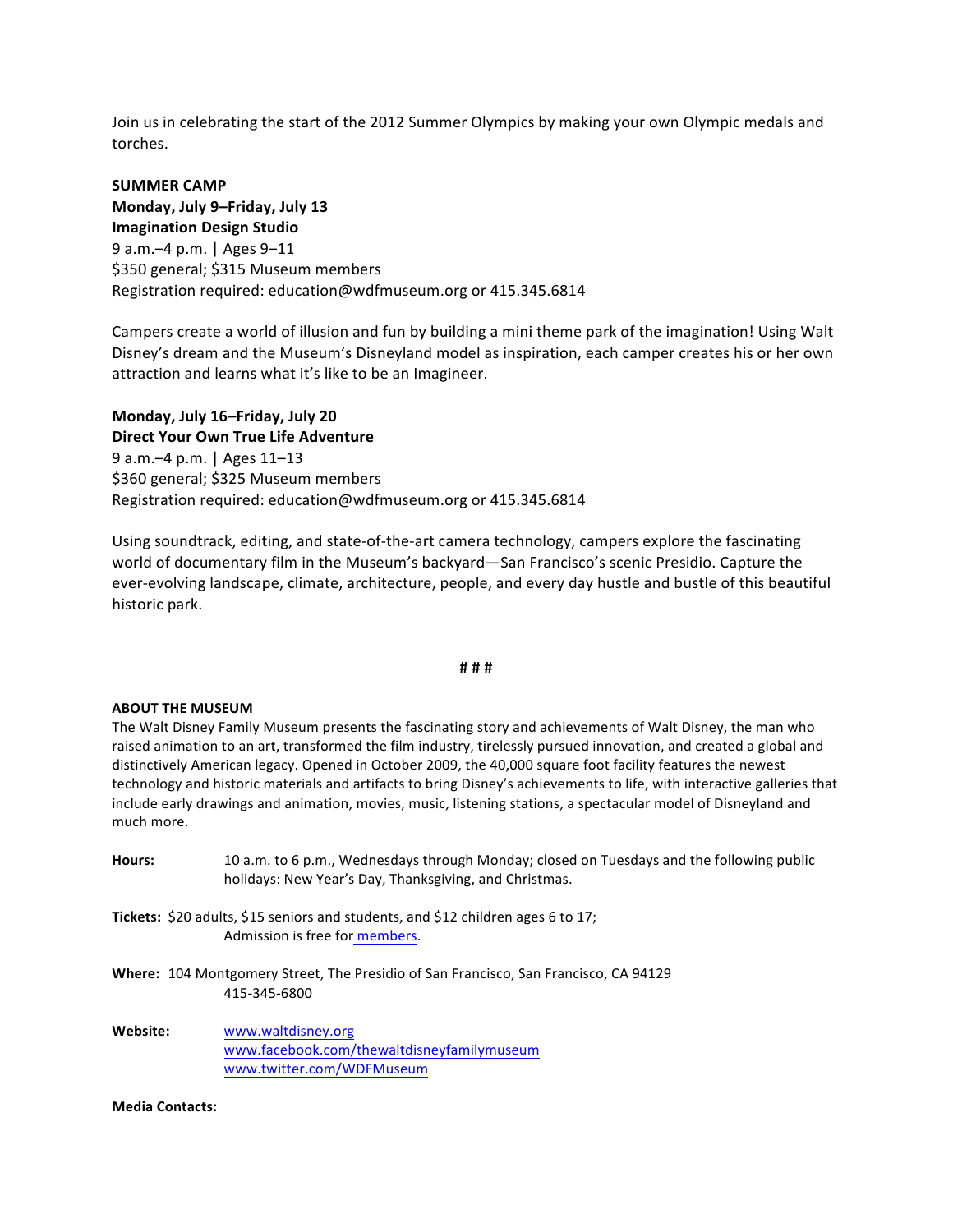Join us in celebrating the start of the 2012 Summer Olympics by making your own Olympic medals and torches.

**SUMMER CAMP**
**Monday, July 9–Friday, July 13**
**Imagination Design Studio**
9 a.m.–4 p.m. | Ages 9–11
$350 general; $315 Museum members
Registration required: education@wdfmuseum.org or 415.345.6814

Campers create a world of illusion and fun by building a mini theme park of the imagination! Using Walt Disney's dream and the Museum's Disneyland model as inspiration, each camper creates his or her own attraction and learns what it's like to be an Imagineer.

**Monday, July 16–Friday, July 20**
**Direct Your Own True Life Adventure**
9 a.m.–4 p.m. | Ages 11–13
$360 general; $325 Museum members
Registration required: education@wdfmuseum.org or 415.345.6814

Using soundtrack, editing, and state-of-the-art camera technology, campers explore the fascinating world of documentary film in the Museum's backyard—San Francisco's scenic Presidio. Capture the ever-evolving landscape, climate, architecture, people, and every day hustle and bustle of this beautiful historic park.

# # #

**ABOUT THE MUSEUM**
The Walt Disney Family Museum presents the fascinating story and achievements of Walt Disney, the man who raised animation to an art, transformed the film industry, tirelessly pursued innovation, and created a global and distinctively American legacy. Opened in October 2009, the 40,000 square foot facility features the newest technology and historic materials and artifacts to bring Disney's achievements to life, with interactive galleries that include early drawings and animation, movies, music, listening stations, a spectacular model of Disneyland and much more.

**Hours:** 10 a.m. to 6 p.m., Wednesdays through Monday; closed on Tuesdays and the following public holidays: New Year's Day, Thanksgiving, and Christmas.

**Tickets:** $20 adults, $15 seniors and students, and $12 children ages 6 to 17;
Admission is free for members.

**Where:** 104 Montgomery Street, The Presidio of San Francisco, San Francisco, CA 94129
415-345-6800

**Website:** www.waltdisney.org
www.facebook.com/thewaltdisneyfamilymuseum
www.twitter.com/WDFMuseum

**Media Contacts:**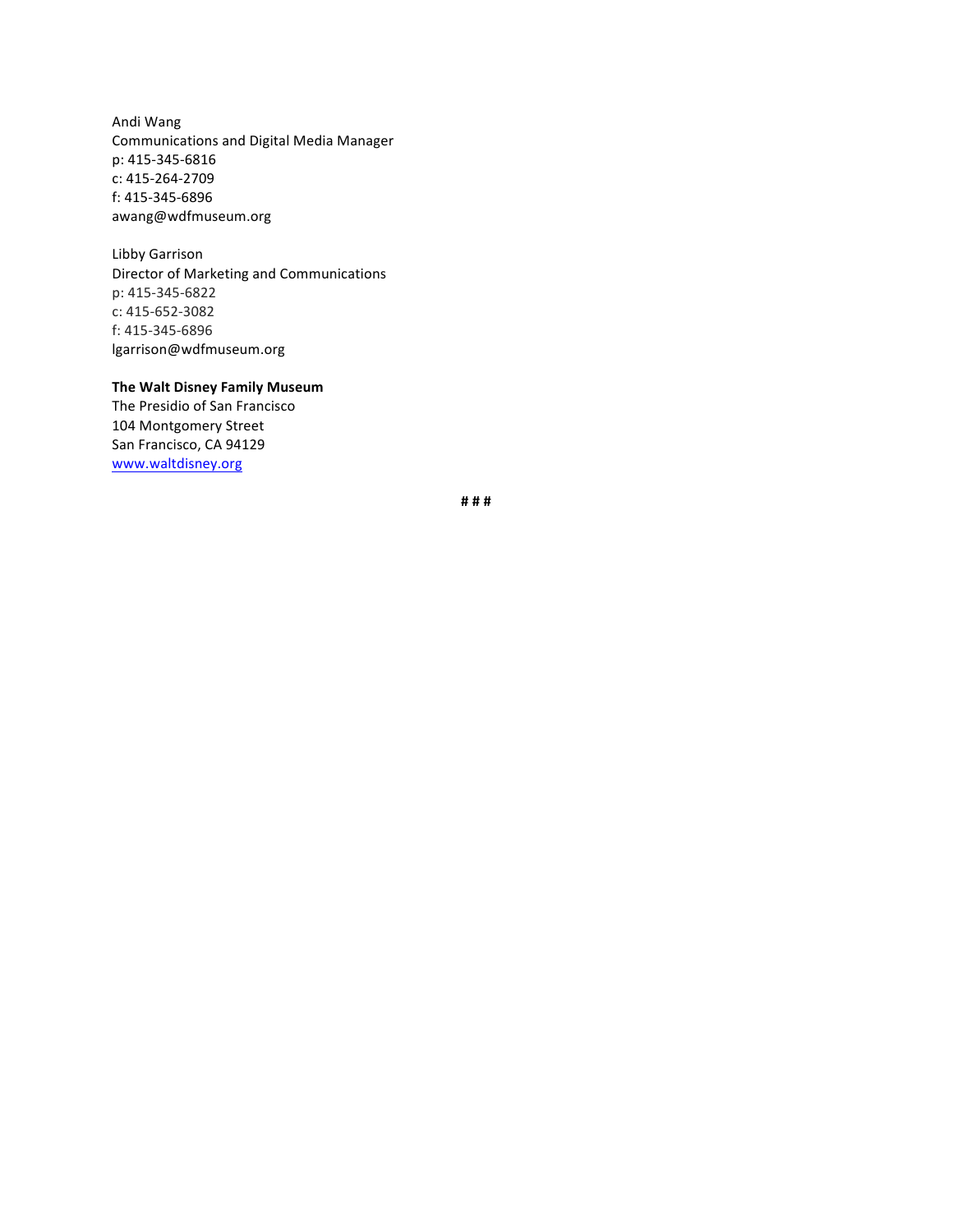Andi Wang
Communications and Digital Media Manager
p: 415-345-6816
c: 415-264-2709
f: 415-345-6896
awang@wdfmuseum.org

Libby Garrison
Director of Marketing and Communications
p: 415-345-6822
c: 415-652-3082
f: 415-345-6896
lgarrison@wdfmuseum.org

**The Walt Disney Family Museum**
The Presidio of San Francisco
104 Montgomery Street
San Francisco, CA 94129
[www.waltdisney.org](http://www.waltdisney.org)

**# # #**